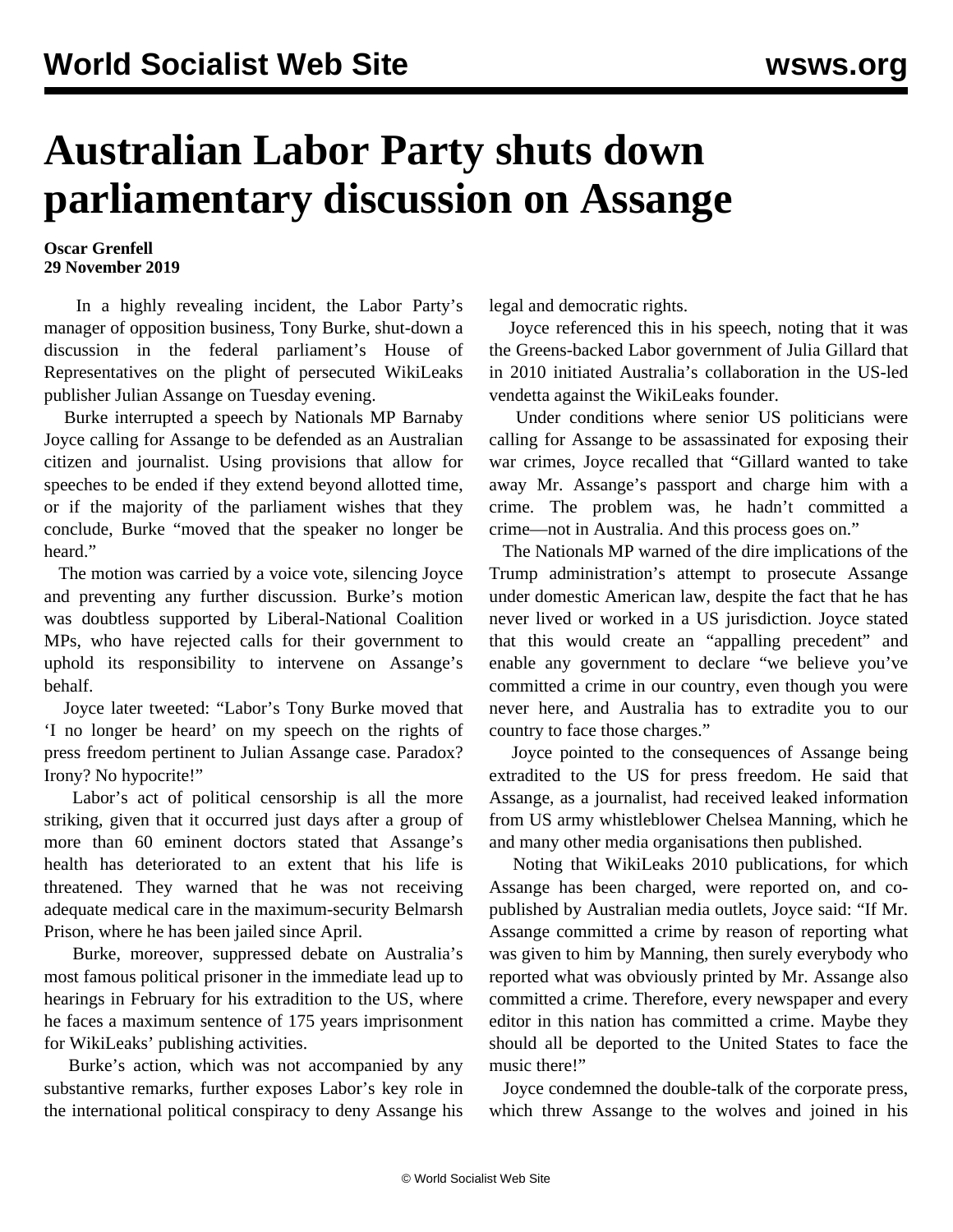# Australian Labor Party shuts down parliamentary discussion on Assange

**Oscar Grenfell**
**29 November 2019**

In a highly revealing incident, the Labor Party's manager of opposition business, Tony Burke, shut-down a discussion in the federal parliament's House of Representatives on the plight of persecuted WikiLeaks publisher Julian Assange on Tuesday evening.

Burke interrupted a speech by Nationals MP Barnaby Joyce calling for Assange to be defended as an Australian citizen and journalist. Using provisions that allow for speeches to be ended if they extend beyond allotted time, or if the majority of the parliament wishes that they conclude, Burke "moved that the speaker no longer be heard."

The motion was carried by a voice vote, silencing Joyce and preventing any further discussion. Burke's motion was doubtless supported by Liberal-National Coalition MPs, who have rejected calls for their government to uphold its responsibility to intervene on Assange's behalf.

Joyce later tweeted: "Labor's Tony Burke moved that 'I no longer be heard' on my speech on the rights of press freedom pertinent to Julian Assange case. Paradox? Irony? No hypocrite!"

Labor's act of political censorship is all the more striking, given that it occurred just days after a group of more than 60 eminent doctors stated that Assange's health has deteriorated to an extent that his life is threatened. They warned that he was not receiving adequate medical care in the maximum-security Belmarsh Prison, where he has been jailed since April.

Burke, moreover, suppressed debate on Australia's most famous political prisoner in the immediate lead up to hearings in February for his extradition to the US, where he faces a maximum sentence of 175 years imprisonment for WikiLeaks' publishing activities.

Burke's action, which was not accompanied by any substantive remarks, further exposes Labor's key role in the international political conspiracy to deny Assange his legal and democratic rights.

Joyce referenced this in his speech, noting that it was the Greens-backed Labor government of Julia Gillard that in 2010 initiated Australia's collaboration in the US-led vendetta against the WikiLeaks founder.

Under conditions where senior US politicians were calling for Assange to be assassinated for exposing their war crimes, Joyce recalled that "Gillard wanted to take away Mr. Assange's passport and charge him with a crime. The problem was, he hadn't committed a crime—not in Australia. And this process goes on."

The Nationals MP warned of the dire implications of the Trump administration's attempt to prosecute Assange under domestic American law, despite the fact that he has never lived or worked in a US jurisdiction. Joyce stated that this would create an "appalling precedent" and enable any government to declare "we believe you've committed a crime in our country, even though you were never here, and Australia has to extradite you to our country to face those charges."

Joyce pointed to the consequences of Assange being extradited to the US for press freedom. He said that Assange, as a journalist, had received leaked information from US army whistleblower Chelsea Manning, which he and many other media organisations then published.

Noting that WikiLeaks 2010 publications, for which Assange has been charged, were reported on, and co-published by Australian media outlets, Joyce said: "If Mr. Assange committed a crime by reason of reporting what was given to him by Manning, then surely everybody who reported what was obviously printed by Mr. Assange also committed a crime. Therefore, every newspaper and every editor in this nation has committed a crime. Maybe they should all be deported to the United States to face the music there!"

Joyce condemned the double-talk of the corporate press, which threw Assange to the wolves and joined in his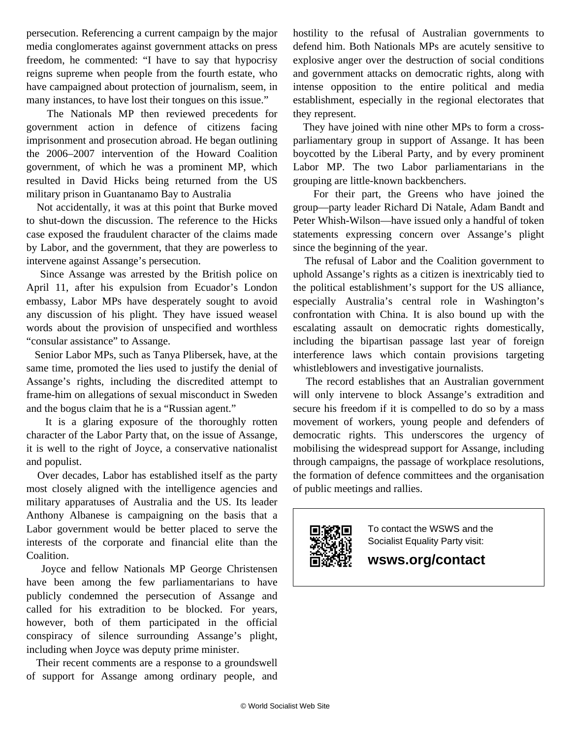persecution. Referencing a current campaign by the major media conglomerates against government attacks on press freedom, he commented: "I have to say that hypocrisy reigns supreme when people from the fourth estate, who have campaigned about protection of journalism, seem, in many instances, to have lost their tongues on this issue."

The Nationals MP then reviewed precedents for government action in defence of citizens facing imprisonment and prosecution abroad. He began outlining the 2006–2007 intervention of the Howard Coalition government, of which he was a prominent MP, which resulted in David Hicks being returned from the US military prison in Guantanamo Bay to Australia

Not accidentally, it was at this point that Burke moved to shut-down the discussion. The reference to the Hicks case exposed the fraudulent character of the claims made by Labor, and the government, that they are powerless to intervene against Assange's persecution.

Since Assange was arrested by the British police on April 11, after his expulsion from Ecuador's London embassy, Labor MPs have desperately sought to avoid any discussion of his plight. They have issued weasel words about the provision of unspecified and worthless "consular assistance" to Assange.

Senior Labor MPs, such as Tanya Plibersek, have, at the same time, promoted the lies used to justify the denial of Assange's rights, including the discredited attempt to frame-him on allegations of sexual misconduct in Sweden and the bogus claim that he is a "Russian agent."

It is a glaring exposure of the thoroughly rotten character of the Labor Party that, on the issue of Assange, it is well to the right of Joyce, a conservative nationalist and populist.

Over decades, Labor has established itself as the party most closely aligned with the intelligence agencies and military apparatuses of Australia and the US. Its leader Anthony Albanese is campaigning on the basis that a Labor government would be better placed to serve the interests of the corporate and financial elite than the Coalition.

Joyce and fellow Nationals MP George Christensen have been among the few parliamentarians to have publicly condemned the persecution of Assange and called for his extradition to be blocked. For years, however, both of them participated in the official conspiracy of silence surrounding Assange's plight, including when Joyce was deputy prime minister.

Their recent comments are a response to a groundswell of support for Assange among ordinary people, and hostility to the refusal of Australian governments to defend him. Both Nationals MPs are acutely sensitive to explosive anger over the destruction of social conditions and government attacks on democratic rights, along with intense opposition to the entire political and media establishment, especially in the regional electorates that they represent.

They have joined with nine other MPs to form a cross-parliamentary group in support of Assange. It has been boycotted by the Liberal Party, and by every prominent Labor MP. The two Labor parliamentarians in the grouping are little-known backbenchers.

For their part, the Greens who have joined the group—party leader Richard Di Natale, Adam Bandt and Peter Whish-Wilson—have issued only a handful of token statements expressing concern over Assange's plight since the beginning of the year.

The refusal of Labor and the Coalition government to uphold Assange's rights as a citizen is inextricably tied to the political establishment's support for the US alliance, especially Australia's central role in Washington's confrontation with China. It is also bound up with the escalating assault on democratic rights domestically, including the bipartisan passage last year of foreign interference laws which contain provisions targeting whistleblowers and investigative journalists.

The record establishes that an Australian government will only intervene to block Assange's extradition and secure his freedom if it is compelled to do so by a mass movement of workers, young people and defenders of democratic rights. This underscores the urgency of mobilising the widespread support for Assange, including through campaigns, the passage of workplace resolutions, the formation of defence committees and the organisation of public meetings and rallies.

To contact the WSWS and the Socialist Equality Party visit:

**wsws.org/contact**